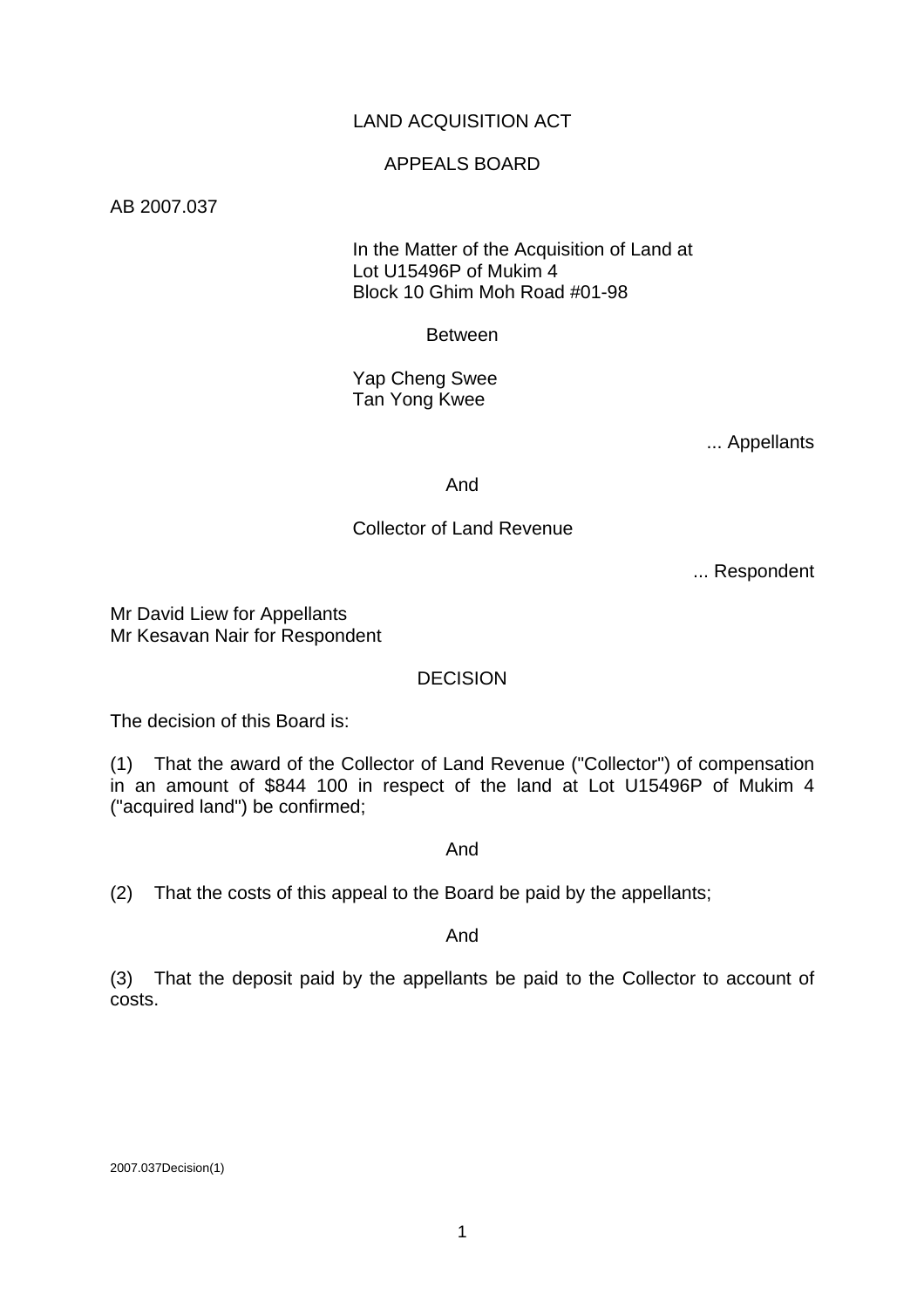LAND ACQUISITION ACT

APPEALS BOARD

AB 2007.037

In the Matter of the Acquisition of Land at
Lot U15496P of Mukim 4
Block 10 Ghim Moh Road #01-98

Between

Yap Cheng Swee
Tan Yong Kwee

... Appellants

And

Collector of Land Revenue

... Respondent

Mr David Liew for Appellants
Mr Kesavan Nair for Respondent

DECISION

The decision of this Board is:

(1) That the award of the Collector of Land Revenue ("Collector") of compensation in an amount of $844 100 in respect of the land at Lot U15496P of Mukim 4 ("acquired land") be confirmed;

And

(2) That the costs of this appeal to the Board be paid by the appellants;

And

(3) That the deposit paid by the appellants be paid to the Collector to account of costs.

2007.037Decision(1)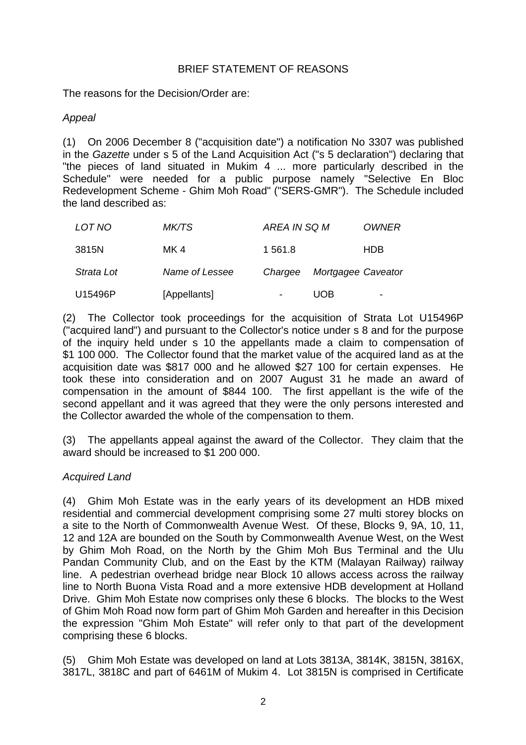BRIEF STATEMENT OF REASONS

The reasons for the Decision/Order are:

*Appeal*

(1) On 2006 December 8 ("acquisition date") a notification No 3307 was published in the *Gazette* under s 5 of the Land Acquisition Act ("s 5 declaration") declaring that "the pieces of land situated in Mukim 4 ... more particularly described in the Schedule" were needed for a public purpose namely "Selective En Bloc Redevelopment Scheme - Ghim Moh Road" ("SERS-GMR"). The Schedule included the land described as:

| *LOT NO* | *MK/TS* | *AREA IN SQ M* | | *OWNER* |
|---|---|---|---|---|
| 3815N | MK 4 | 1 561.8 | | HDB |
| *Strata Lot* | *Name of Lessee* | *Chargee* | *Mortgagee* | *Caveator* |
| U15496P | [Appellants] | - | UOB | - |

(2) The Collector took proceedings for the acquisition of Strata Lot U15496P ("acquired land") and pursuant to the Collector's notice under s 8 and for the purpose of the inquiry held under s 10 the appellants made a claim to compensation of $1 100 000. The Collector found that the market value of the acquired land as at the acquisition date was $817 000 and he allowed $27 100 for certain expenses. He took these into consideration and on 2007 August 31 he made an award of compensation in the amount of $844 100. The first appellant is the wife of the second appellant and it was agreed that they were the only persons interested and the Collector awarded the whole of the compensation to them.

(3) The appellants appeal against the award of the Collector. They claim that the award should be increased to $1 200 000.

*Acquired Land*

(4) Ghim Moh Estate was in the early years of its development an HDB mixed residential and commercial development comprising some 27 multi storey blocks on a site to the North of Commonwealth Avenue West. Of these, Blocks 9, 9A, 10, 11, 12 and 12A are bounded on the South by Commonwealth Avenue West, on the West by Ghim Moh Road, on the North by the Ghim Moh Bus Terminal and the Ulu Pandan Community Club, and on the East by the KTM (Malayan Railway) railway line. A pedestrian overhead bridge near Block 10 allows access across the railway line to North Buona Vista Road and a more extensive HDB development at Holland Drive. Ghim Moh Estate now comprises only these 6 blocks. The blocks to the West of Ghim Moh Road now form part of Ghim Moh Garden and hereafter in this Decision the expression "Ghim Moh Estate" will refer only to that part of the development comprising these 6 blocks.

(5) Ghim Moh Estate was developed on land at Lots 3813A, 3814K, 3815N, 3816X, 3817L, 3818C and part of 6461M of Mukim 4. Lot 3815N is comprised in Certificate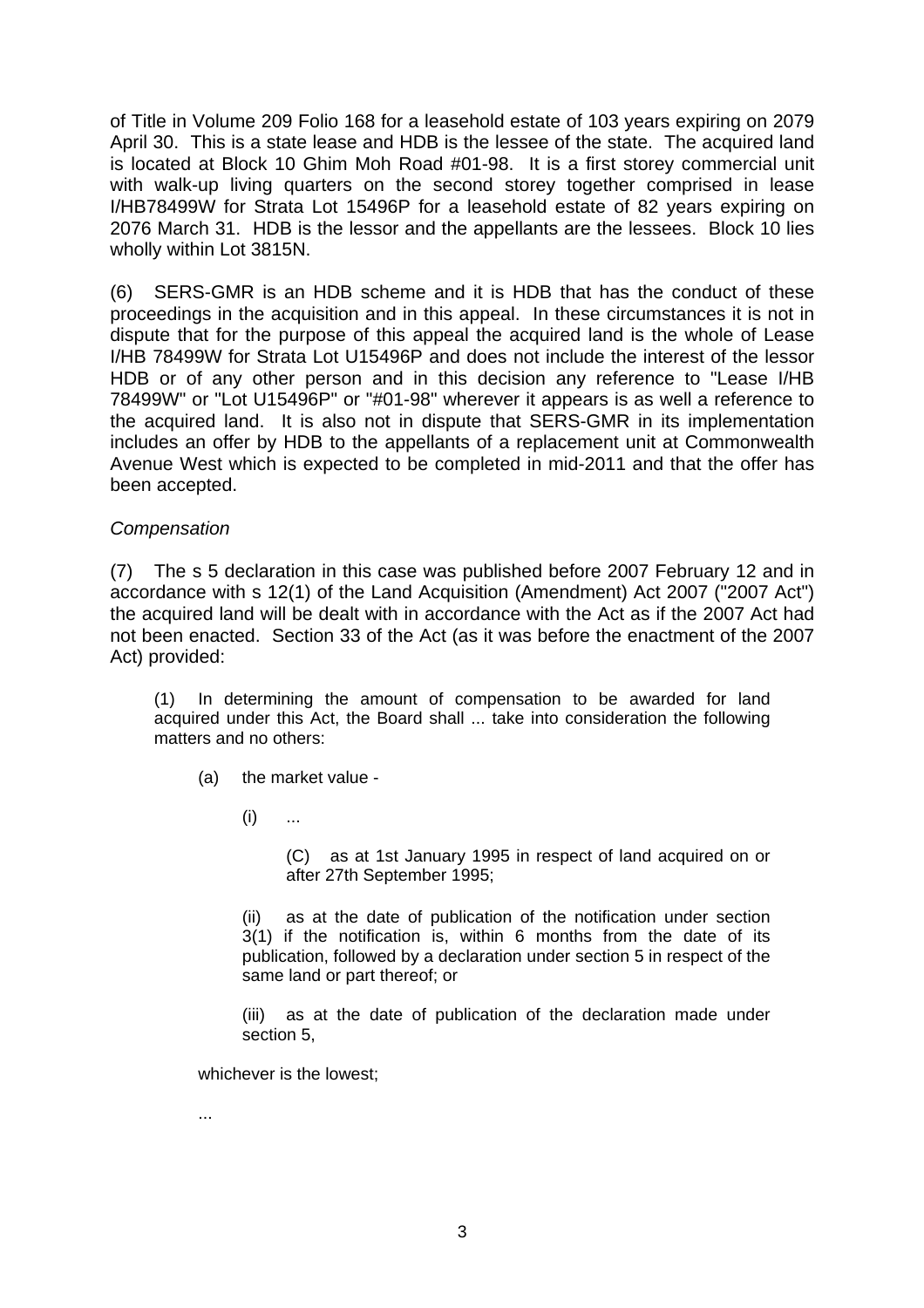of Title in Volume 209 Folio 168 for a leasehold estate of 103 years expiring on 2079 April 30. This is a state lease and HDB is the lessee of the state. The acquired land is located at Block 10 Ghim Moh Road #01-98. It is a first storey commercial unit with walk-up living quarters on the second storey together comprised in lease I/HB78499W for Strata Lot 15496P for a leasehold estate of 82 years expiring on 2076 March 31. HDB is the lessor and the appellants are the lessees. Block 10 lies wholly within Lot 3815N.

(6) SERS-GMR is an HDB scheme and it is HDB that has the conduct of these proceedings in the acquisition and in this appeal. In these circumstances it is not in dispute that for the purpose of this appeal the acquired land is the whole of Lease I/HB 78499W for Strata Lot U15496P and does not include the interest of the lessor HDB or of any other person and in this decision any reference to "Lease I/HB 78499W" or "Lot U15496P" or "#01-98" wherever it appears is as well a reference to the acquired land. It is also not in dispute that SERS-GMR in its implementation includes an offer by HDB to the appellants of a replacement unit at Commonwealth Avenue West which is expected to be completed in mid-2011 and that the offer has been accepted.

*Compensation*

(7) The s 5 declaration in this case was published before 2007 February 12 and in accordance with s 12(1) of the Land Acquisition (Amendment) Act 2007 ("2007 Act") the acquired land will be dealt with in accordance with the Act as if the 2007 Act had not been enacted. Section 33 of the Act (as it was before the enactment of the 2007 Act) provided:

> (1) In determining the amount of compensation to be awarded for land acquired under this Act, the Board shall ... take into consideration the following matters and no others:
>
> (a) the market value -
>
> (i) ...
>
> (C) as at 1st January 1995 in respect of land acquired on or after 27th September 1995;
>
> (ii) as at the date of publication of the notification under section 3(1) if the notification is, within 6 months from the date of its publication, followed by a declaration under section 5 in respect of the same land or part thereof; or
>
> (iii) as at the date of publication of the declaration made under section 5,
>
> whichever is the lowest;
>
> ...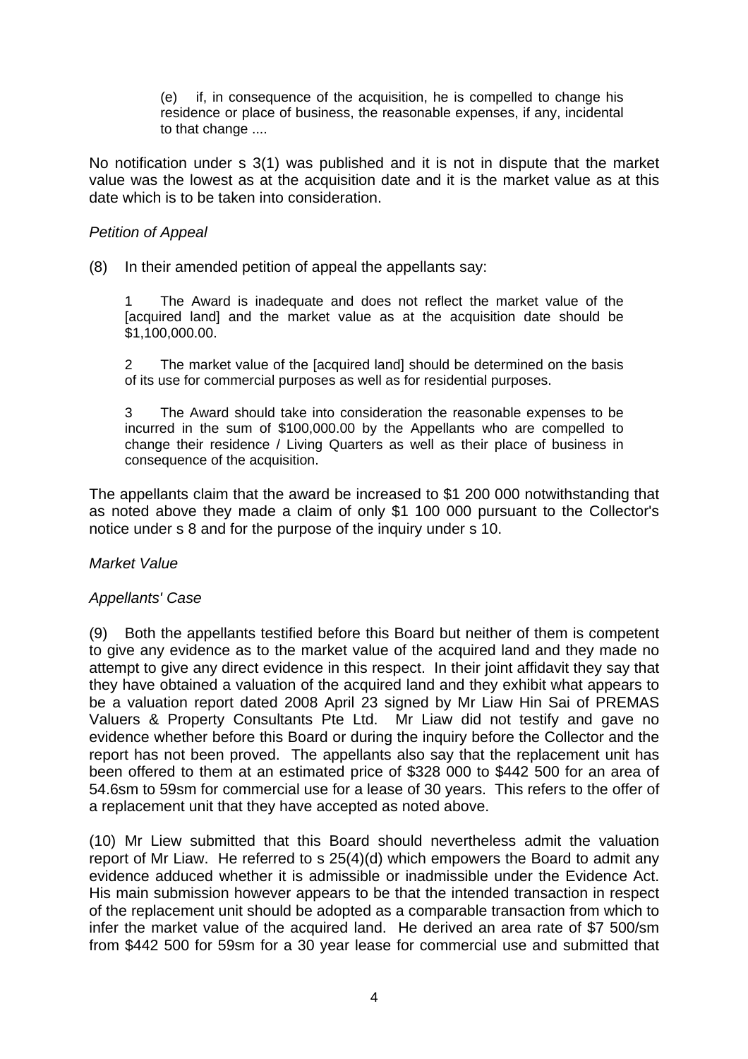> (e) if, in consequence of the acquisition, he is compelled to change his residence or place of business, the reasonable expenses, if any, incidental to that change ....

No notification under s 3(1) was published and it is not in dispute that the market value was the lowest as at the acquisition date and it is the market value as at this date which is to be taken into consideration.

*Petition of Appeal*

(8) In their amended petition of appeal the appellants say:

> 1 The Award is inadequate and does not reflect the market value of the [acquired land] and the market value as at the acquisition date should be $1,100,000.00.
>
> 2 The market value of the [acquired land] should be determined on the basis of its use for commercial purposes as well as for residential purposes.
>
> 3 The Award should take into consideration the reasonable expenses to be incurred in the sum of $100,000.00 by the Appellants who are compelled to change their residence / Living Quarters as well as their place of business in consequence of the acquisition.

The appellants claim that the award be increased to $1 200 000 notwithstanding that as noted above they made a claim of only $1 100 000 pursuant to the Collector's notice under s 8 and for the purpose of the inquiry under s 10.

*Market Value*

*Appellants' Case*

(9) Both the appellants testified before this Board but neither of them is competent to give any evidence as to the market value of the acquired land and they made no attempt to give any direct evidence in this respect. In their joint affidavit they say that they have obtained a valuation of the acquired land and they exhibit what appears to be a valuation report dated 2008 April 23 signed by Mr Liaw Hin Sai of PREMAS Valuers & Property Consultants Pte Ltd. Mr Liaw did not testify and gave no evidence whether before this Board or during the inquiry before the Collector and the report has not been proved. The appellants also say that the replacement unit has been offered to them at an estimated price of $328 000 to $442 500 for an area of 54.6sm to 59sm for commercial use for a lease of 30 years. This refers to the offer of a replacement unit that they have accepted as noted above.

(10) Mr Liew submitted that this Board should nevertheless admit the valuation report of Mr Liaw. He referred to s 25(4)(d) which empowers the Board to admit any evidence adduced whether it is admissible or inadmissible under the Evidence Act. His main submission however appears to be that the intended transaction in respect of the replacement unit should be adopted as a comparable transaction from which to infer the market value of the acquired land. He derived an area rate of $7 500/sm from $442 500 for 59sm for a 30 year lease for commercial use and submitted that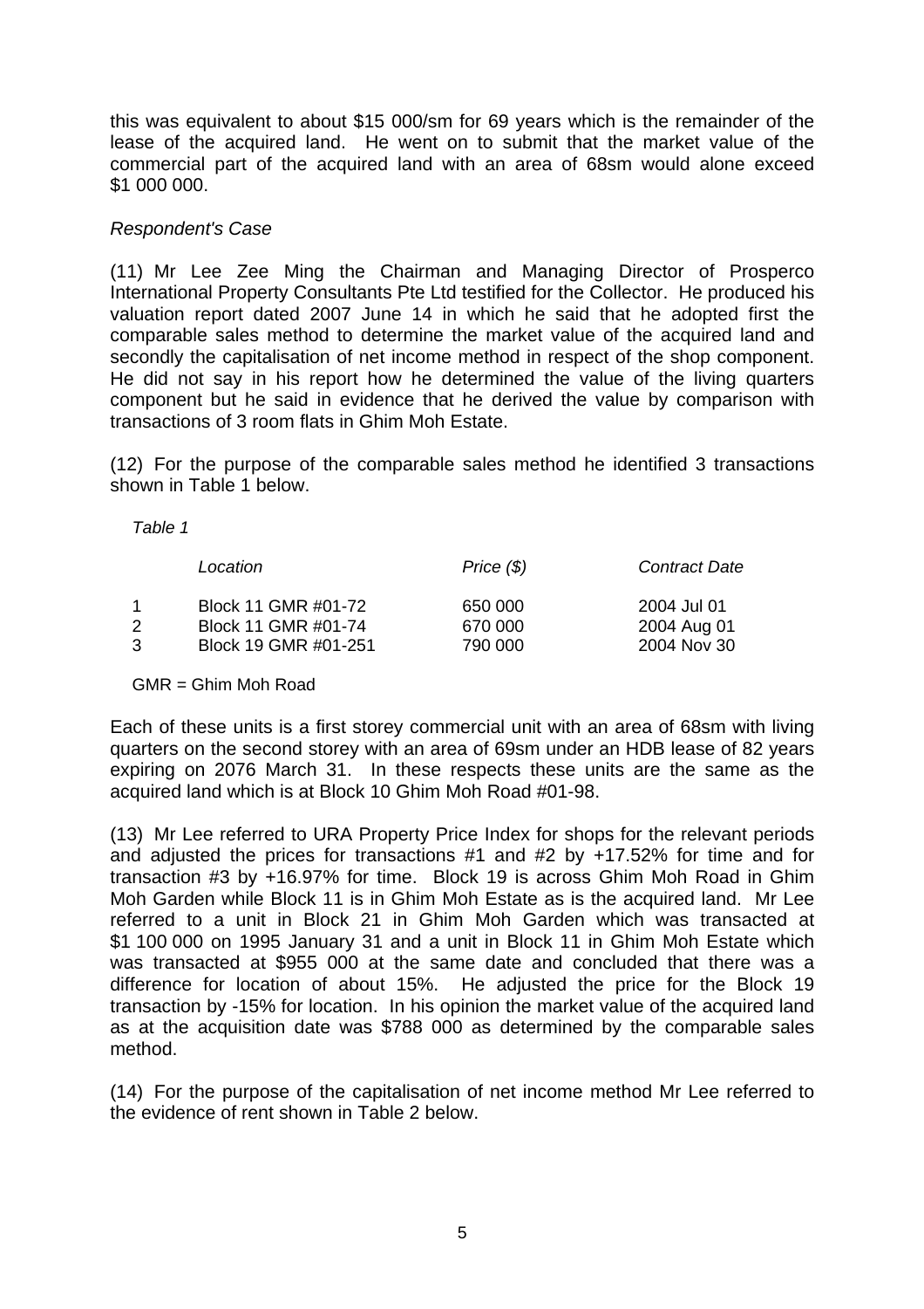this was equivalent to about $15 000/sm for 69 years which is the remainder of the lease of the acquired land. He went on to submit that the market value of the commercial part of the acquired land with an area of 68sm would alone exceed $1 000 000.

*Respondent's Case*

(11) Mr Lee Zee Ming the Chairman and Managing Director of Prosperco International Property Consultants Pte Ltd testified for the Collector. He produced his valuation report dated 2007 June 14 in which he said that he adopted first the comparable sales method to determine the market value of the acquired land and secondly the capitalisation of net income method in respect of the shop component. He did not say in his report how he determined the value of the living quarters component but he said in evidence that he derived the value by comparison with transactions of 3 room flats in Ghim Moh Estate.

(12) For the purpose of the comparable sales method he identified 3 transactions shown in Table 1 below.

*Table 1*

| | *Location* | *Price ($)* | *Contract Date* |
|---|---|---|---|
| 1 | Block 11 GMR #01-72 | 650 000 | 2004 Jul 01 |
| 2 | Block 11 GMR #01-74 | 670 000 | 2004 Aug 01 |
| 3 | Block 19 GMR #01-251 | 790 000 | 2004 Nov 30 |

GMR = Ghim Moh Road

Each of these units is a first storey commercial unit with an area of 68sm with living quarters on the second storey with an area of 69sm under an HDB lease of 82 years expiring on 2076 March 31. In these respects these units are the same as the acquired land which is at Block 10 Ghim Moh Road #01-98.

(13) Mr Lee referred to URA Property Price Index for shops for the relevant periods and adjusted the prices for transactions #1 and #2 by +17.52% for time and for transaction #3 by +16.97% for time. Block 19 is across Ghim Moh Road in Ghim Moh Garden while Block 11 is in Ghim Moh Estate as is the acquired land. Mr Lee referred to a unit in Block 21 in Ghim Moh Garden which was transacted at $1 100 000 on 1995 January 31 and a unit in Block 11 in Ghim Moh Estate which was transacted at $955 000 at the same date and concluded that there was a difference for location of about 15%. He adjusted the price for the Block 19 transaction by -15% for location. In his opinion the market value of the acquired land as at the acquisition date was $788 000 as determined by the comparable sales method.

(14) For the purpose of the capitalisation of net income method Mr Lee referred to the evidence of rent shown in Table 2 below.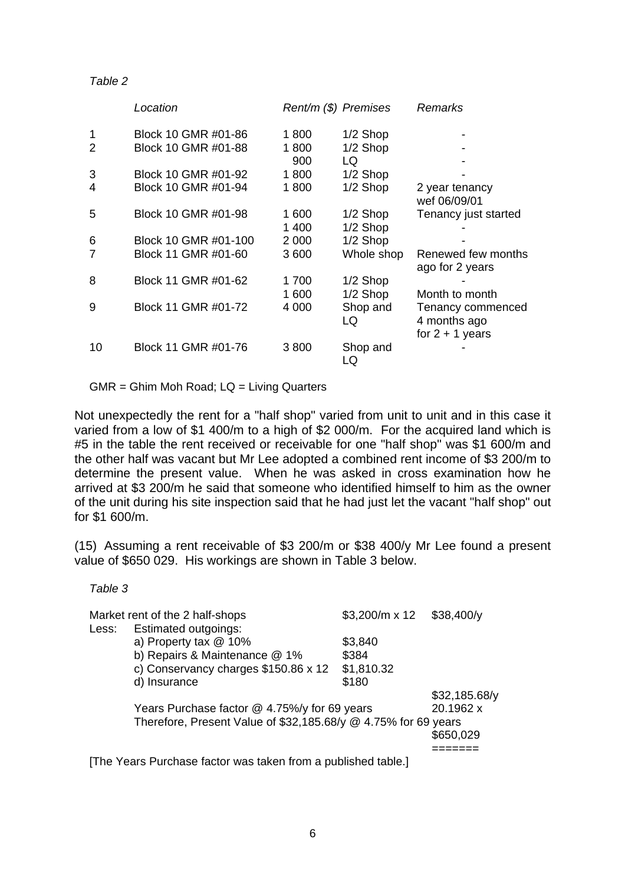*Table 2*

| | *Location* | *Rent/m ($)* | *Premises* | *Remarks* |
|---|---|---|---|---|
| 1 | Block 10 GMR #01-86 | 1 800 | 1/2 Shop | - |
| 2 | Block 10 GMR #01-88 | 1 800 | 1/2 Shop | - |
| | | 900 | LQ | - |
| 3 | Block 10 GMR #01-92 | 1 800 | 1/2 Shop | - |
| 4 | Block 10 GMR #01-94 | 1 800 | 1/2 Shop | 2 year tenancy wef 06/09/01 |
| 5 | Block 10 GMR #01-98 | 1 600 | 1/2 Shop | Tenancy just started |
| | | 1 400 | 1/2 Shop | - |
| 6 | Block 10 GMR #01-100 | 2 000 | 1/2 Shop | - |
| 7 | Block 11 GMR #01-60 | 3 600 | Whole shop | Renewed few months ago for 2 years |
| 8 | Block 11 GMR #01-62 | 1 700 | 1/2 Shop | - |
| | | 1 600 | 1/2 Shop | Month to month |
| 9 | Block 11 GMR #01-72 | 4 000 | Shop and LQ | Tenancy commenced 4 months ago for 2 + 1 years |
| 10 | Block 11 GMR #01-76 | 3 800 | Shop and LQ | - |

GMR = Ghim Moh Road; LQ = Living Quarters

Not unexpectedly the rent for a "half shop" varied from unit to unit and in this case it varied from a low of $1 400/m to a high of $2 000/m. For the acquired land which is #5 in the table the rent received or receivable for one "half shop" was $1 600/m and the other half was vacant but Mr Lee adopted a combined rent income of $3 200/m to determine the present value. When he was asked in cross examination how he arrived at $3 200/m he said that someone who identified himself to him as the owner of the unit during his site inspection said that he had just let the vacant "half shop" out for $1 600/m.

(15) Assuming a rent receivable of $3 200/m or $38 400/y Mr Lee found a present value of $650 029. His workings are shown in Table 3 below.

*Table 3*

| | | | |
|---|---|---|---|
| Market rent of the 2 half-shops | | $3,200/m x 12 | $38,400/y |
| Less: | Estimated outgoings: | | |
| | a) Property tax @ 10% | $3,840 | |
| | b) Repairs & Maintenance @ 1% | $384 | |
| | c) Conservancy charges $150.86 x 12 | $1,810.32 | |
| | d) Insurance | $180 | |
| | | | $32,185.68/y |
| | Years Purchase factor @ 4.75%/y for 69 years | | 20.1962 x |
| | Therefore, Present Value of $32,185.68/y @ 4.75% for 69 years | | $650,029 |
| | | | ======= |

[The Years Purchase factor was taken from a published table.]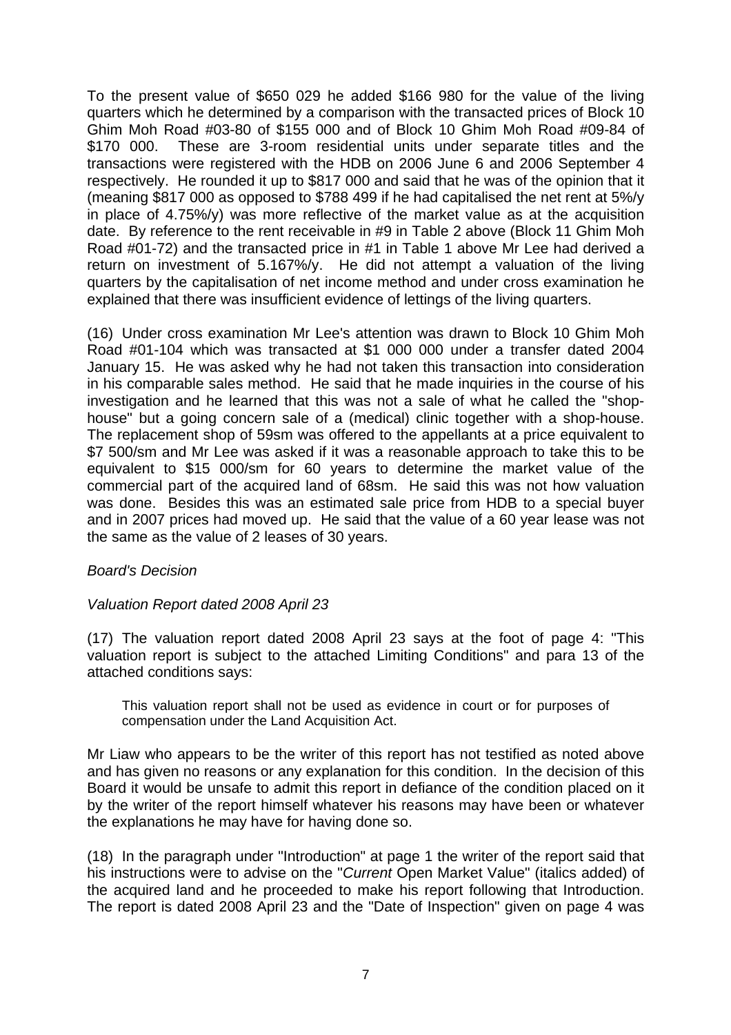To the present value of $650 029 he added $166 980 for the value of the living quarters which he determined by a comparison with the transacted prices of Block 10 Ghim Moh Road #03-80 of $155 000 and of Block 10 Ghim Moh Road #09-84 of $170 000. These are 3-room residential units under separate titles and the transactions were registered with the HDB on 2006 June 6 and 2006 September 4 respectively. He rounded it up to $817 000 and said that he was of the opinion that it (meaning $817 000 as opposed to $788 499 if he had capitalised the net rent at 5%/y in place of 4.75%/y) was more reflective of the market value as at the acquisition date. By reference to the rent receivable in #9 in Table 2 above (Block 11 Ghim Moh Road #01-72) and the transacted price in #1 in Table 1 above Mr Lee had derived a return on investment of 5.167%/y. He did not attempt a valuation of the living quarters by the capitalisation of net income method and under cross examination he explained that there was insufficient evidence of lettings of the living quarters.

(16) Under cross examination Mr Lee's attention was drawn to Block 10 Ghim Moh Road #01-104 which was transacted at $1 000 000 under a transfer dated 2004 January 15. He was asked why he had not taken this transaction into consideration in his comparable sales method. He said that he made inquiries in the course of his investigation and he learned that this was not a sale of what he called the "shop-house" but a going concern sale of a (medical) clinic together with a shop-house. The replacement shop of 59sm was offered to the appellants at a price equivalent to $7 500/sm and Mr Lee was asked if it was a reasonable approach to take this to be equivalent to $15 000/sm for 60 years to determine the market value of the commercial part of the acquired land of 68sm. He said this was not how valuation was done. Besides this was an estimated sale price from HDB to a special buyer and in 2007 prices had moved up. He said that the value of a 60 year lease was not the same as the value of 2 leases of 30 years.

*Board's Decision*

*Valuation Report dated 2008 April 23*

(17) The valuation report dated 2008 April 23 says at the foot of page 4: "This valuation report is subject to the attached Limiting Conditions" and para 13 of the attached conditions says:

> This valuation report shall not be used as evidence in court or for purposes of compensation under the Land Acquisition Act.

Mr Liaw who appears to be the writer of this report has not testified as noted above and has given no reasons or any explanation for this condition. In the decision of this Board it would be unsafe to admit this report in defiance of the condition placed on it by the writer of the report himself whatever his reasons may have been or whatever the explanations he may have for having done so.

(18) In the paragraph under "Introduction" at page 1 the writer of the report said that his instructions were to advise on the "*Current* Open Market Value" (italics added) of the acquired land and he proceeded to make his report following that Introduction. The report is dated 2008 April 23 and the "Date of Inspection" given on page 4 was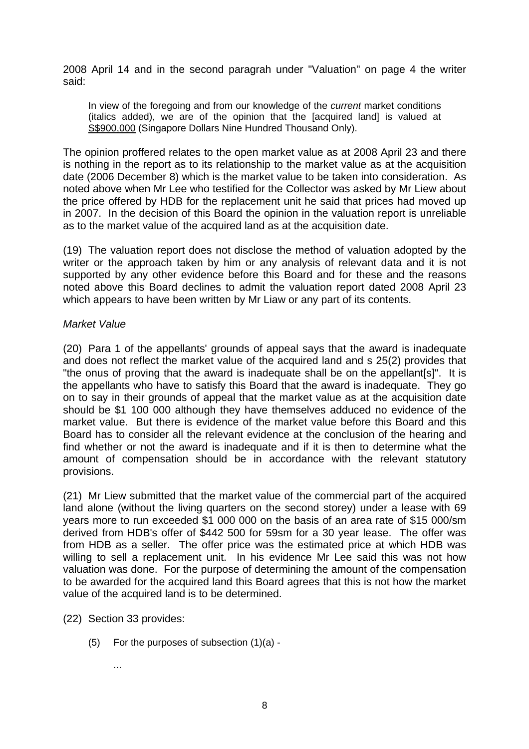2008 April 14 and in the second paragrah under "Valuation" on page 4 the writer said:

> In view of the foregoing and from our knowledge of the *current* market conditions (italics added), we are of the opinion that the [acquired land] is valued at S$900,000 (Singapore Dollars Nine Hundred Thousand Only).

The opinion proffered relates to the open market value as at 2008 April 23 and there is nothing in the report as to its relationship to the market value as at the acquisition date (2006 December 8) which is the market value to be taken into consideration. As noted above when Mr Lee who testified for the Collector was asked by Mr Liew about the price offered by HDB for the replacement unit he said that prices had moved up in 2007. In the decision of this Board the opinion in the valuation report is unreliable as to the market value of the acquired land as at the acquisition date.

(19) The valuation report does not disclose the method of valuation adopted by the writer or the approach taken by him or any analysis of relevant data and it is not supported by any other evidence before this Board and for these and the reasons noted above this Board declines to admit the valuation report dated 2008 April 23 which appears to have been written by Mr Liaw or any part of its contents.

*Market Value*

(20) Para 1 of the appellants' grounds of appeal says that the award is inadequate and does not reflect the market value of the acquired land and s 25(2) provides that "the onus of proving that the award is inadequate shall be on the appellant[s]". It is the appellants who have to satisfy this Board that the award is inadequate. They go on to say in their grounds of appeal that the market value as at the acquisition date should be $1 100 000 although they have themselves adduced no evidence of the market value. But there is evidence of the market value before this Board and this Board has to consider all the relevant evidence at the conclusion of the hearing and find whether or not the award is inadequate and if it is then to determine what the amount of compensation should be in accordance with the relevant statutory provisions.

(21) Mr Liew submitted that the market value of the commercial part of the acquired land alone (without the living quarters on the second storey) under a lease with 69 years more to run exceeded $1 000 000 on the basis of an area rate of $15 000/sm derived from HDB's offer of $442 500 for 59sm for a 30 year lease. The offer was from HDB as a seller. The offer price was the estimated price at which HDB was willing to sell a replacement unit. In his evidence Mr Lee said this was not how valuation was done. For the purpose of determining the amount of the compensation to be awarded for the acquired land this Board agrees that this is not how the market value of the acquired land is to be determined.

(22) Section 33 provides:

> (5) For the purposes of subsection (1)(a) -
>
> ...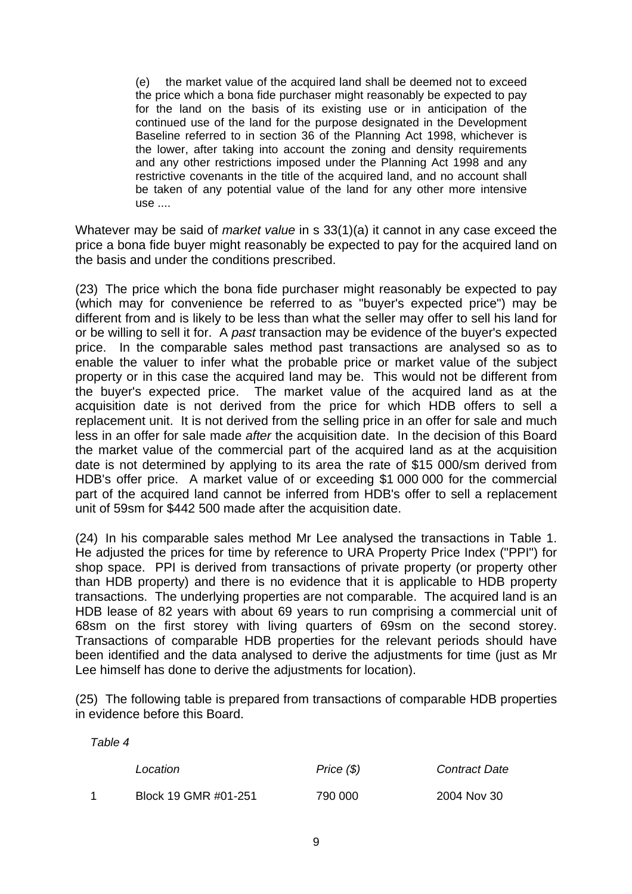> (e) the market value of the acquired land shall be deemed not to exceed the price which a bona fide purchaser might reasonably be expected to pay for the land on the basis of its existing use or in anticipation of the continued use of the land for the purpose designated in the Development Baseline referred to in section 36 of the Planning Act 1998, whichever is the lower, after taking into account the zoning and density requirements and any other restrictions imposed under the Planning Act 1998 and any restrictive covenants in the title of the acquired land, and no account shall be taken of any potential value of the land for any other more intensive use ....

Whatever may be said of *market value* in s 33(1)(a) it cannot in any case exceed the price a bona fide buyer might reasonably be expected to pay for the acquired land on the basis and under the conditions prescribed.

(23) The price which the bona fide purchaser might reasonably be expected to pay (which may for convenience be referred to as "buyer's expected price") may be different from and is likely to be less than what the seller may offer to sell his land for or be willing to sell it for. A *past* transaction may be evidence of the buyer's expected price. In the comparable sales method past transactions are analysed so as to enable the valuer to infer what the probable price or market value of the subject property or in this case the acquired land may be. This would not be different from the buyer's expected price. The market value of the acquired land as at the acquisition date is not derived from the price for which HDB offers to sell a replacement unit. It is not derived from the selling price in an offer for sale and much less in an offer for sale made *after* the acquisition date. In the decision of this Board the market value of the commercial part of the acquired land as at the acquisition date is not determined by applying to its area the rate of $15 000/sm derived from HDB's offer price. A market value of or exceeding $1 000 000 for the commercial part of the acquired land cannot be inferred from HDB's offer to sell a replacement unit of 59sm for $442 500 made after the acquisition date.

(24) In his comparable sales method Mr Lee analysed the transactions in Table 1. He adjusted the prices for time by reference to URA Property Price Index ("PPI") for shop space. PPI is derived from transactions of private property (or property other than HDB property) and there is no evidence that it is applicable to HDB property transactions. The underlying properties are not comparable. The acquired land is an HDB lease of 82 years with about 69 years to run comprising a commercial unit of 68sm on the first storey with living quarters of 69sm on the second storey. Transactions of comparable HDB properties for the relevant periods should have been identified and the data analysed to derive the adjustments for time (just as Mr Lee himself has done to derive the adjustments for location).

(25) The following table is prepared from transactions of comparable HDB properties in evidence before this Board.

*Table 4*

| | *Location* | *Price ($)* | *Contract Date* |
|---|---|---|---|
| 1 | Block 19 GMR #01-251 | 790 000 | 2004 Nov 30 |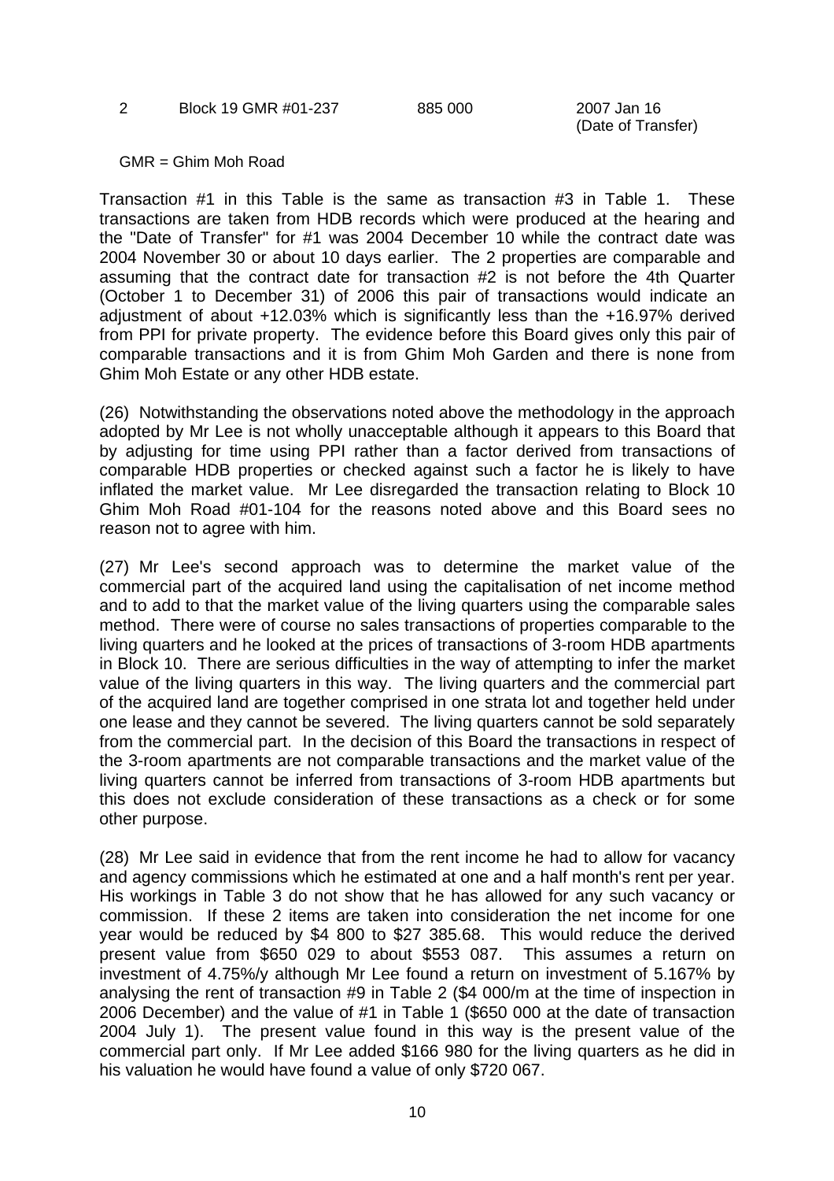| 2 | Block 19 GMR #01-237 | 885 000 | 2007 Jan 16 (Date of Transfer) |
|---|---|---|---|

GMR = Ghim Moh Road

Transaction #1 in this Table is the same as transaction #3 in Table 1. These transactions are taken from HDB records which were produced at the hearing and the "Date of Transfer" for #1 was 2004 December 10 while the contract date was 2004 November 30 or about 10 days earlier. The 2 properties are comparable and assuming that the contract date for transaction #2 is not before the 4th Quarter (October 1 to December 31) of 2006 this pair of transactions would indicate an adjustment of about +12.03% which is significantly less than the +16.97% derived from PPI for private property. The evidence before this Board gives only this pair of comparable transactions and it is from Ghim Moh Garden and there is none from Ghim Moh Estate or any other HDB estate.

(26) Notwithstanding the observations noted above the methodology in the approach adopted by Mr Lee is not wholly unacceptable although it appears to this Board that by adjusting for time using PPI rather than a factor derived from transactions of comparable HDB properties or checked against such a factor he is likely to have inflated the market value. Mr Lee disregarded the transaction relating to Block 10 Ghim Moh Road #01-104 for the reasons noted above and this Board sees no reason not to agree with him.

(27) Mr Lee's second approach was to determine the market value of the commercial part of the acquired land using the capitalisation of net income method and to add to that the market value of the living quarters using the comparable sales method. There were of course no sales transactions of properties comparable to the living quarters and he looked at the prices of transactions of 3-room HDB apartments in Block 10. There are serious difficulties in the way of attempting to infer the market value of the living quarters in this way. The living quarters and the commercial part of the acquired land are together comprised in one strata lot and together held under one lease and they cannot be severed. The living quarters cannot be sold separately from the commercial part. In the decision of this Board the transactions in respect of the 3-room apartments are not comparable transactions and the market value of the living quarters cannot be inferred from transactions of 3-room HDB apartments but this does not exclude consideration of these transactions as a check or for some other purpose.

(28) Mr Lee said in evidence that from the rent income he had to allow for vacancy and agency commissions which he estimated at one and a half month's rent per year. His workings in Table 3 do not show that he has allowed for any such vacancy or commission. If these 2 items are taken into consideration the net income for one year would be reduced by $4 800 to $27 385.68. This would reduce the derived present value from $650 029 to about $553 087. This assumes a return on investment of 4.75%/y although Mr Lee found a return on investment of 5.167% by analysing the rent of transaction #9 in Table 2 ($4 000/m at the time of inspection in 2006 December) and the value of #1 in Table 1 ($650 000 at the date of transaction 2004 July 1). The present value found in this way is the present value of the commercial part only. If Mr Lee added $166 980 for the living quarters as he did in his valuation he would have found a value of only $720 067.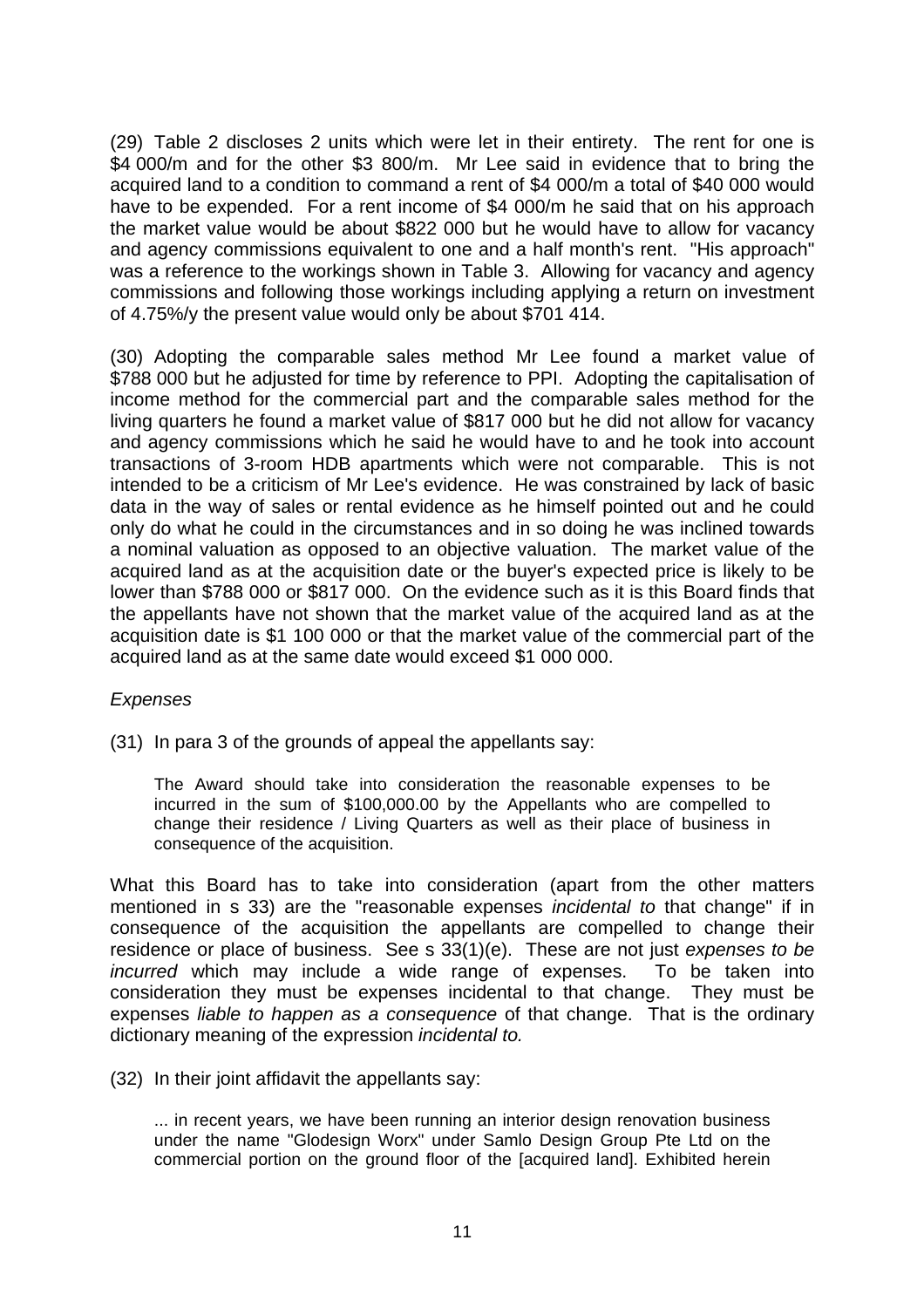(29) Table 2 discloses 2 units which were let in their entirety. The rent for one is $4 000/m and for the other $3 800/m. Mr Lee said in evidence that to bring the acquired land to a condition to command a rent of $4 000/m a total of $40 000 would have to be expended. For a rent income of $4 000/m he said that on his approach the market value would be about $822 000 but he would have to allow for vacancy and agency commissions equivalent to one and a half month's rent. "His approach" was a reference to the workings shown in Table 3. Allowing for vacancy and agency commissions and following those workings including applying a return on investment of 4.75%/y the present value would only be about $701 414.

(30) Adopting the comparable sales method Mr Lee found a market value of $788 000 but he adjusted for time by reference to PPI. Adopting the capitalisation of income method for the commercial part and the comparable sales method for the living quarters he found a market value of $817 000 but he did not allow for vacancy and agency commissions which he said he would have to and he took into account transactions of 3-room HDB apartments which were not comparable. This is not intended to be a criticism of Mr Lee's evidence. He was constrained by lack of basic data in the way of sales or rental evidence as he himself pointed out and he could only do what he could in the circumstances and in so doing he was inclined towards a nominal valuation as opposed to an objective valuation. The market value of the acquired land as at the acquisition date or the buyer's expected price is likely to be lower than $788 000 or $817 000. On the evidence such as it is this Board finds that the appellants have not shown that the market value of the acquired land as at the acquisition date is $1 100 000 or that the market value of the commercial part of the acquired land as at the same date would exceed $1 000 000.

*Expenses*

(31) In para 3 of the grounds of appeal the appellants say:

> The Award should take into consideration the reasonable expenses to be incurred in the sum of $100,000.00 by the Appellants who are compelled to change their residence / Living Quarters as well as their place of business in consequence of the acquisition.

What this Board has to take into consideration (apart from the other matters mentioned in s 33) are the "reasonable expenses *incidental to* that change" if in consequence of the acquisition the appellants are compelled to change their residence or place of business. See s 33(1)(e). These are not just *expenses to be incurred* which may include a wide range of expenses. To be taken into consideration they must be expenses incidental to that change. They must be expenses *liable to happen as a consequence* of that change. That is the ordinary dictionary meaning of the expression *incidental to.*

(32) In their joint affidavit the appellants say:

> ... in recent years, we have been running an interior design renovation business under the name "Glodesign Worx" under Samlo Design Group Pte Ltd on the commercial portion on the ground floor of the [acquired land]. Exhibited herein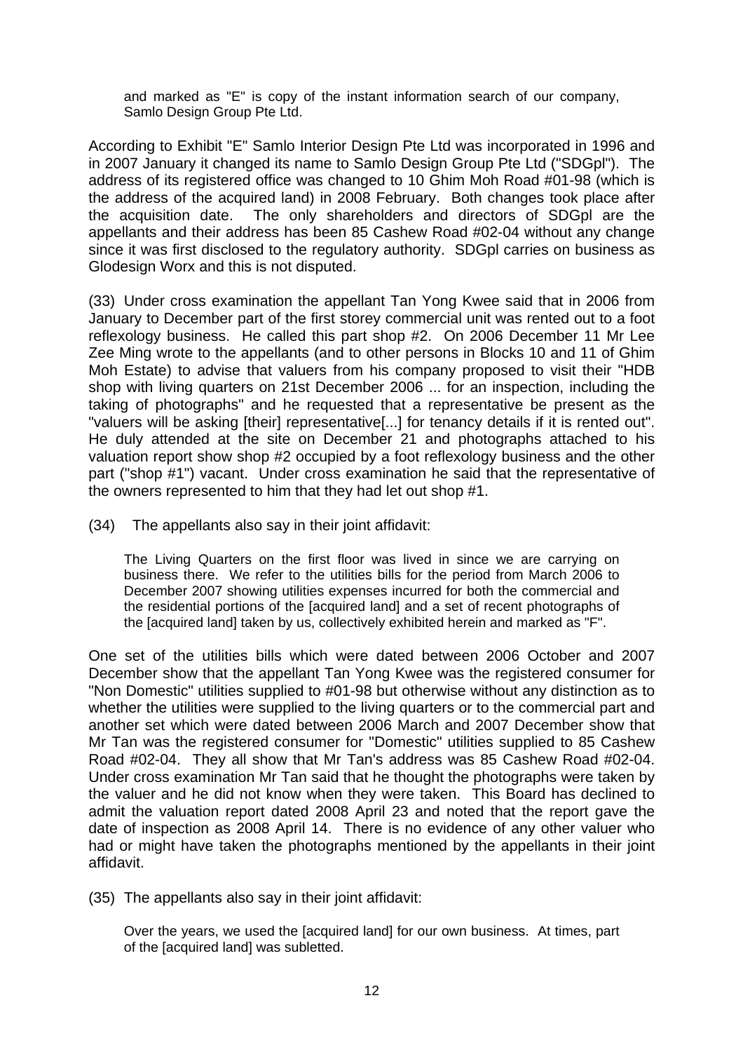> and marked as "E" is copy of the instant information search of our company, Samlo Design Group Pte Ltd.

According to Exhibit "E" Samlo Interior Design Pte Ltd was incorporated in 1996 and in 2007 January it changed its name to Samlo Design Group Pte Ltd ("SDGpl"). The address of its registered office was changed to 10 Ghim Moh Road #01-98 (which is the address of the acquired land) in 2008 February. Both changes took place after the acquisition date. The only shareholders and directors of SDGpl are the appellants and their address has been 85 Cashew Road #02-04 without any change since it was first disclosed to the regulatory authority. SDGpl carries on business as Glodesign Worx and this is not disputed.

(33) Under cross examination the appellant Tan Yong Kwee said that in 2006 from January to December part of the first storey commercial unit was rented out to a foot reflexology business. He called this part shop #2. On 2006 December 11 Mr Lee Zee Ming wrote to the appellants (and to other persons in Blocks 10 and 11 of Ghim Moh Estate) to advise that valuers from his company proposed to visit their "HDB shop with living quarters on 21st December 2006 ... for an inspection, including the taking of photographs" and he requested that a representative be present as the "valuers will be asking [their] representative[...] for tenancy details if it is rented out". He duly attended at the site on December 21 and photographs attached to his valuation report show shop #2 occupied by a foot reflexology business and the other part ("shop #1") vacant. Under cross examination he said that the representative of the owners represented to him that they had let out shop #1.

(34) The appellants also say in their joint affidavit:

> The Living Quarters on the first floor was lived in since we are carrying on business there. We refer to the utilities bills for the period from March 2006 to December 2007 showing utilities expenses incurred for both the commercial and the residential portions of the [acquired land] and a set of recent photographs of the [acquired land] taken by us, collectively exhibited herein and marked as "F".

One set of the utilities bills which were dated between 2006 October and 2007 December show that the appellant Tan Yong Kwee was the registered consumer for "Non Domestic" utilities supplied to #01-98 but otherwise without any distinction as to whether the utilities were supplied to the living quarters or to the commercial part and another set which were dated between 2006 March and 2007 December show that Mr Tan was the registered consumer for "Domestic" utilities supplied to 85 Cashew Road #02-04. They all show that Mr Tan's address was 85 Cashew Road #02-04. Under cross examination Mr Tan said that he thought the photographs were taken by the valuer and he did not know when they were taken. This Board has declined to admit the valuation report dated 2008 April 23 and noted that the report gave the date of inspection as 2008 April 14. There is no evidence of any other valuer who had or might have taken the photographs mentioned by the appellants in their joint affidavit.

(35) The appellants also say in their joint affidavit:

> Over the years, we used the [acquired land] for our own business. At times, part of the [acquired land] was subletted.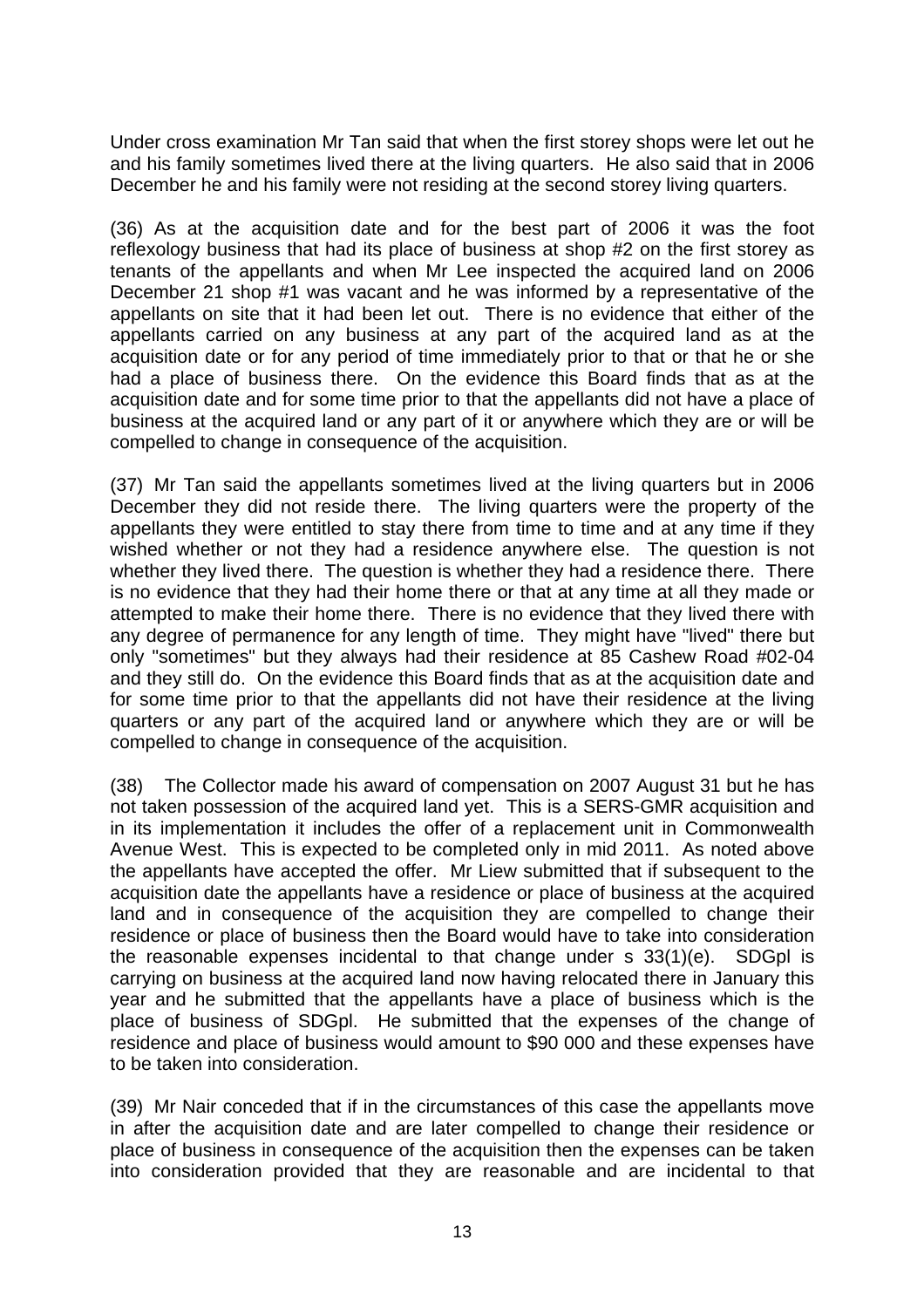Under cross examination Mr Tan said that when the first storey shops were let out he and his family sometimes lived there at the living quarters. He also said that in 2006 December he and his family were not residing at the second storey living quarters.

(36) As at the acquisition date and for the best part of 2006 it was the foot reflexology business that had its place of business at shop #2 on the first storey as tenants of the appellants and when Mr Lee inspected the acquired land on 2006 December 21 shop #1 was vacant and he was informed by a representative of the appellants on site that it had been let out. There is no evidence that either of the appellants carried on any business at any part of the acquired land as at the acquisition date or for any period of time immediately prior to that or that he or she had a place of business there. On the evidence this Board finds that as at the acquisition date and for some time prior to that the appellants did not have a place of business at the acquired land or any part of it or anywhere which they are or will be compelled to change in consequence of the acquisition.

(37) Mr Tan said the appellants sometimes lived at the living quarters but in 2006 December they did not reside there. The living quarters were the property of the appellants they were entitled to stay there from time to time and at any time if they wished whether or not they had a residence anywhere else. The question is not whether they lived there. The question is whether they had a residence there. There is no evidence that they had their home there or that at any time at all they made or attempted to make their home there. There is no evidence that they lived there with any degree of permanence for any length of time. They might have "lived" there but only "sometimes" but they always had their residence at 85 Cashew Road #02-04 and they still do. On the evidence this Board finds that as at the acquisition date and for some time prior to that the appellants did not have their residence at the living quarters or any part of the acquired land or anywhere which they are or will be compelled to change in consequence of the acquisition.

(38) The Collector made his award of compensation on 2007 August 31 but he has not taken possession of the acquired land yet. This is a SERS-GMR acquisition and in its implementation it includes the offer of a replacement unit in Commonwealth Avenue West. This is expected to be completed only in mid 2011. As noted above the appellants have accepted the offer. Mr Liew submitted that if subsequent to the acquisition date the appellants have a residence or place of business at the acquired land and in consequence of the acquisition they are compelled to change their residence or place of business then the Board would have to take into consideration the reasonable expenses incidental to that change under s 33(1)(e). SDGpl is carrying on business at the acquired land now having relocated there in January this year and he submitted that the appellants have a place of business which is the place of business of SDGpl. He submitted that the expenses of the change of residence and place of business would amount to $90 000 and these expenses have to be taken into consideration.

(39) Mr Nair conceded that if in the circumstances of this case the appellants move in after the acquisition date and are later compelled to change their residence or place of business in consequence of the acquisition then the expenses can be taken into consideration provided that they are reasonable and are incidental to that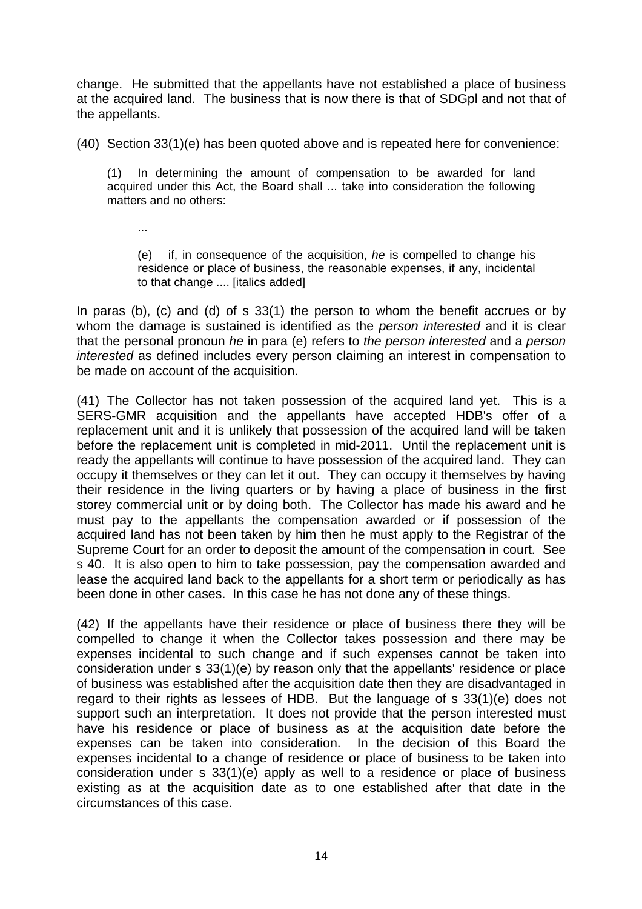change. He submitted that the appellants have not established a place of business at the acquired land. The business that is now there is that of SDGpl and not that of the appellants.

(40) Section 33(1)(e) has been quoted above and is repeated here for convenience:

> (1) In determining the amount of compensation to be awarded for land acquired under this Act, the Board shall ... take into consideration the following matters and no others:
>
> ...
>
> (e) if, in consequence of the acquisition, *he* is compelled to change his residence or place of business, the reasonable expenses, if any, incidental to that change .... [italics added]

In paras (b), (c) and (d) of s 33(1) the person to whom the benefit accrues or by whom the damage is sustained is identified as the *person interested* and it is clear that the personal pronoun *he* in para (e) refers to *the person interested* and a *person interested* as defined includes every person claiming an interest in compensation to be made on account of the acquisition.

(41) The Collector has not taken possession of the acquired land yet. This is a SERS-GMR acquisition and the appellants have accepted HDB's offer of a replacement unit and it is unlikely that possession of the acquired land will be taken before the replacement unit is completed in mid-2011. Until the replacement unit is ready the appellants will continue to have possession of the acquired land. They can occupy it themselves or they can let it out. They can occupy it themselves by having their residence in the living quarters or by having a place of business in the first storey commercial unit or by doing both. The Collector has made his award and he must pay to the appellants the compensation awarded or if possession of the acquired land has not been taken by him then he must apply to the Registrar of the Supreme Court for an order to deposit the amount of the compensation in court. See s 40. It is also open to him to take possession, pay the compensation awarded and lease the acquired land back to the appellants for a short term or periodically as has been done in other cases. In this case he has not done any of these things.

(42) If the appellants have their residence or place of business there they will be compelled to change it when the Collector takes possession and there may be expenses incidental to such change and if such expenses cannot be taken into consideration under s 33(1)(e) by reason only that the appellants' residence or place of business was established after the acquisition date then they are disadvantaged in regard to their rights as lessees of HDB. But the language of s 33(1)(e) does not support such an interpretation. It does not provide that the person interested must have his residence or place of business as at the acquisition date before the expenses can be taken into consideration. In the decision of this Board the expenses incidental to a change of residence or place of business to be taken into consideration under s 33(1)(e) apply as well to a residence or place of business existing as at the acquisition date as to one established after that date in the circumstances of this case.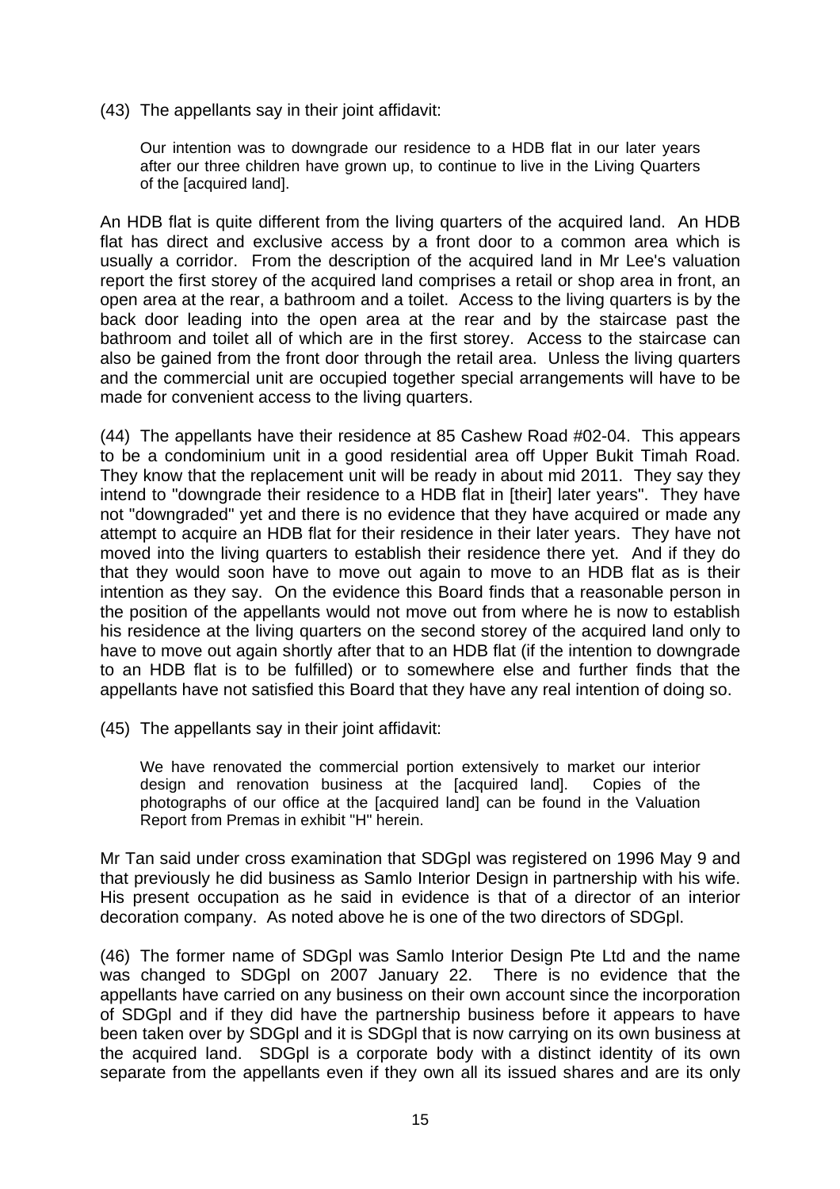(43) The appellants say in their joint affidavit:

> Our intention was to downgrade our residence to a HDB flat in our later years after our three children have grown up, to continue to live in the Living Quarters of the [acquired land].

An HDB flat is quite different from the living quarters of the acquired land. An HDB flat has direct and exclusive access by a front door to a common area which is usually a corridor. From the description of the acquired land in Mr Lee's valuation report the first storey of the acquired land comprises a retail or shop area in front, an open area at the rear, a bathroom and a toilet. Access to the living quarters is by the back door leading into the open area at the rear and by the staircase past the bathroom and toilet all of which are in the first storey. Access to the staircase can also be gained from the front door through the retail area. Unless the living quarters and the commercial unit are occupied together special arrangements will have to be made for convenient access to the living quarters.

(44) The appellants have their residence at 85 Cashew Road #02-04. This appears to be a condominium unit in a good residential area off Upper Bukit Timah Road. They know that the replacement unit will be ready in about mid 2011. They say they intend to "downgrade their residence to a HDB flat in [their] later years". They have not "downgraded" yet and there is no evidence that they have acquired or made any attempt to acquire an HDB flat for their residence in their later years. They have not moved into the living quarters to establish their residence there yet. And if they do that they would soon have to move out again to move to an HDB flat as is their intention as they say. On the evidence this Board finds that a reasonable person in the position of the appellants would not move out from where he is now to establish his residence at the living quarters on the second storey of the acquired land only to have to move out again shortly after that to an HDB flat (if the intention to downgrade to an HDB flat is to be fulfilled) or to somewhere else and further finds that the appellants have not satisfied this Board that they have any real intention of doing so.

(45) The appellants say in their joint affidavit:

> We have renovated the commercial portion extensively to market our interior design and renovation business at the [acquired land]. Copies of the photographs of our office at the [acquired land] can be found in the Valuation Report from Premas in exhibit "H" herein.

Mr Tan said under cross examination that SDGpl was registered on 1996 May 9 and that previously he did business as Samlo Interior Design in partnership with his wife. His present occupation as he said in evidence is that of a director of an interior decoration company. As noted above he is one of the two directors of SDGpl.

(46) The former name of SDGpl was Samlo Interior Design Pte Ltd and the name was changed to SDGpl on 2007 January 22. There is no evidence that the appellants have carried on any business on their own account since the incorporation of SDGpl and if they did have the partnership business before it appears to have been taken over by SDGpl and it is SDGpl that is now carrying on its own business at the acquired land. SDGpl is a corporate body with a distinct identity of its own separate from the appellants even if they own all its issued shares and are its only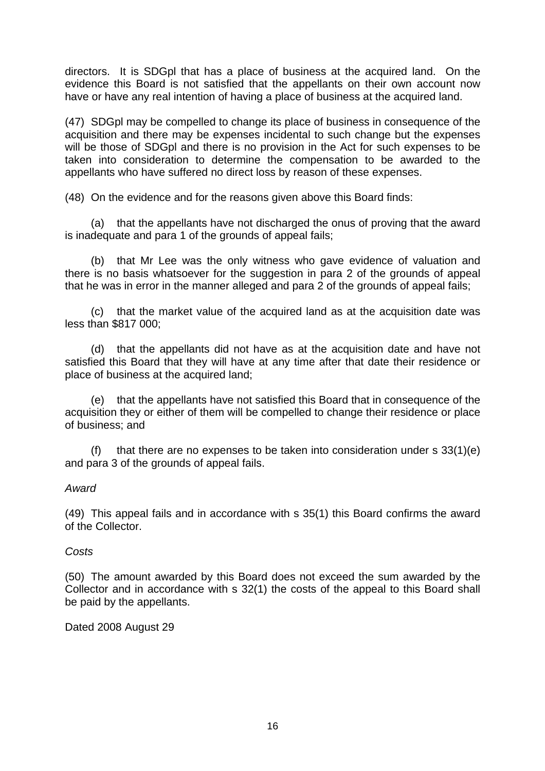directors. It is SDGpl that has a place of business at the acquired land. On the evidence this Board is not satisfied that the appellants on their own account now have or have any real intention of having a place of business at the acquired land.

(47) SDGpl may be compelled to change its place of business in consequence of the acquisition and there may be expenses incidental to such change but the expenses will be those of SDGpl and there is no provision in the Act for such expenses to be taken into consideration to determine the compensation to be awarded to the appellants who have suffered no direct loss by reason of these expenses.

(48) On the evidence and for the reasons given above this Board finds:

(a) that the appellants have not discharged the onus of proving that the award is inadequate and para 1 of the grounds of appeal fails;

(b) that Mr Lee was the only witness who gave evidence of valuation and there is no basis whatsoever for the suggestion in para 2 of the grounds of appeal that he was in error in the manner alleged and para 2 of the grounds of appeal fails;

(c) that the market value of the acquired land as at the acquisition date was less than $817 000;

(d) that the appellants did not have as at the acquisition date and have not satisfied this Board that they will have at any time after that date their residence or place of business at the acquired land;

(e) that the appellants have not satisfied this Board that in consequence of the acquisition they or either of them will be compelled to change their residence or place of business; and

(f) that there are no expenses to be taken into consideration under s 33(1)(e) and para 3 of the grounds of appeal fails.

*Award*

(49) This appeal fails and in accordance with s 35(1) this Board confirms the award of the Collector.

*Costs*

(50) The amount awarded by this Board does not exceed the sum awarded by the Collector and in accordance with s 32(1) the costs of the appeal to this Board shall be paid by the appellants.

Dated 2008 August 29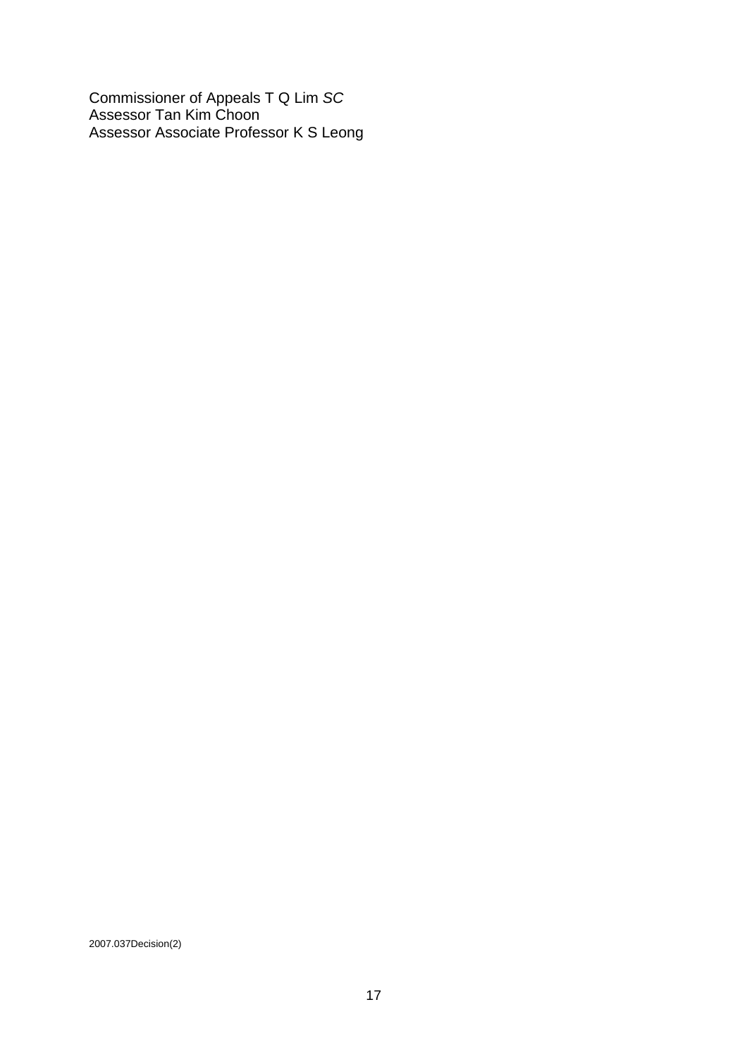Commissioner of Appeals T Q Lim *SC*
Assessor Tan Kim Choon
Assessor Associate Professor K S Leong

2007.037Decision(2)